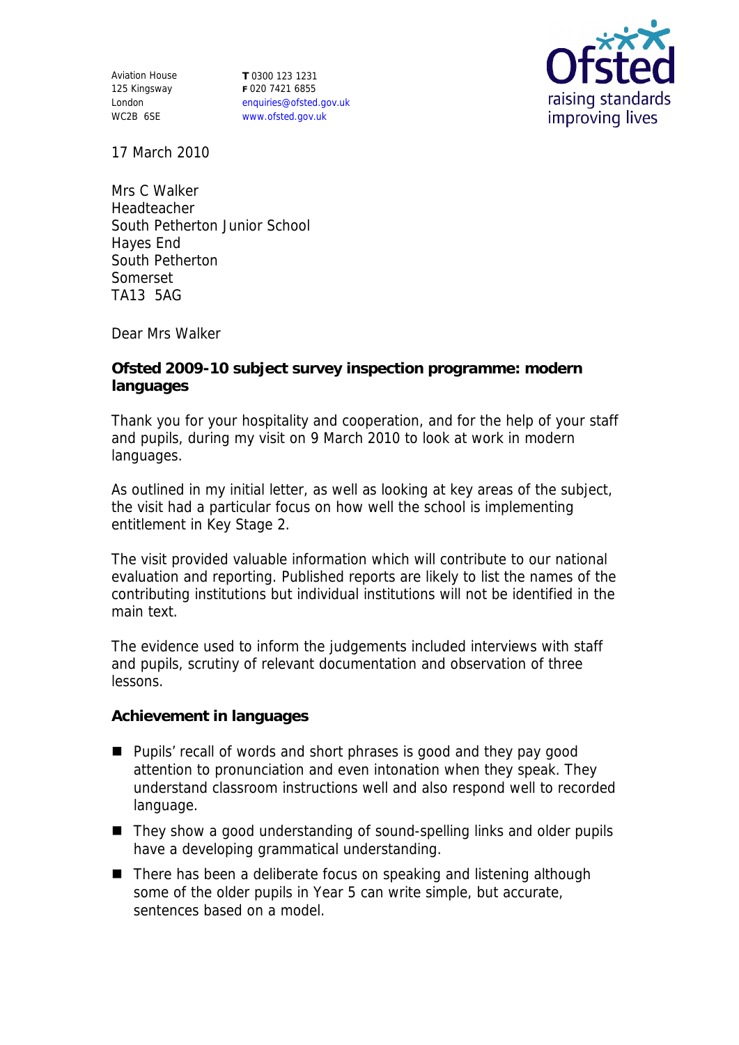Aviation House
125 Kingsway
London
WC2B 6SE

**T** 0300 123 1231
**F** 020 7421 6855
enquiries@ofsted.gov.uk
www.ofsted.gov.uk

Ofsted
raising standards
improving lives

17 March 2010

Mrs C Walker
Headteacher
South Petherton Junior School
Hayes End
South Petherton
Somerset
TA13 5AG

Dear Mrs Walker

**Ofsted 2009-10 subject survey inspection programme: modern languages**

Thank you for your hospitality and cooperation, and for the help of your staff and pupils, during my visit on 9 March 2010 to look at work in modern languages.

As outlined in my initial letter, as well as looking at key areas of the subject, the visit had a particular focus on how well the school is implementing entitlement in Key Stage 2.

The visit provided valuable information which will contribute to our national evaluation and reporting. Published reports are likely to list the names of the contributing institutions but individual institutions will not be identified in the main text.

The evidence used to inform the judgements included interviews with staff and pupils, scrutiny of relevant documentation and observation of three lessons.

**Achievement in languages**

- Pupils' recall of words and short phrases is good and they pay good attention to pronunciation and even intonation when they speak. They understand classroom instructions well and also respond well to recorded language.
- They show a good understanding of sound-spelling links and older pupils have a developing grammatical understanding.
- There has been a deliberate focus on speaking and listening although some of the older pupils in Year 5 can write simple, but accurate, sentences based on a model.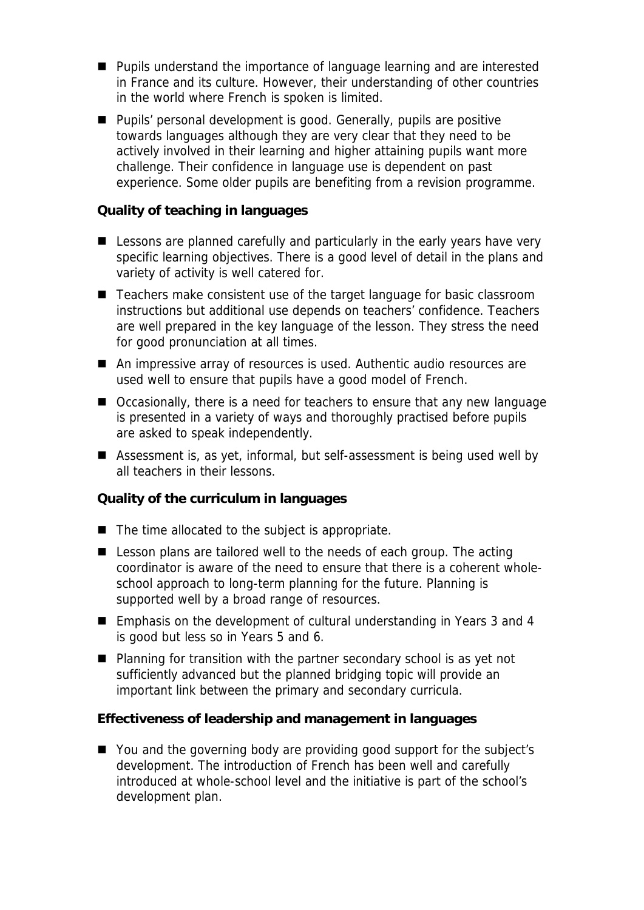- Pupils understand the importance of language learning and are interested in France and its culture. However, their understanding of other countries in the world where French is spoken is limited.
- Pupils' personal development is good. Generally, pupils are positive towards languages although they are very clear that they need to be actively involved in their learning and higher attaining pupils want more challenge. Their confidence in language use is dependent on past experience. Some older pupils are benefiting from a revision programme.

**Quality of teaching in languages**

- Lessons are planned carefully and particularly in the early years have very specific learning objectives. There is a good level of detail in the plans and variety of activity is well catered for.
- Teachers make consistent use of the target language for basic classroom instructions but additional use depends on teachers' confidence. Teachers are well prepared in the key language of the lesson. They stress the need for good pronunciation at all times.
- An impressive array of resources is used. Authentic audio resources are used well to ensure that pupils have a good model of French.
- Occasionally, there is a need for teachers to ensure that any new language is presented in a variety of ways and thoroughly practised before pupils are asked to speak independently.
- Assessment is, as yet, informal, but self-assessment is being used well by all teachers in their lessons.

**Quality of the curriculum in languages**

- The time allocated to the subject is appropriate.
- Lesson plans are tailored well to the needs of each group. The acting coordinator is aware of the need to ensure that there is a coherent whole-school approach to long-term planning for the future. Planning is supported well by a broad range of resources.
- Emphasis on the development of cultural understanding in Years 3 and 4 is good but less so in Years 5 and 6.
- Planning for transition with the partner secondary school is as yet not sufficiently advanced but the planned bridging topic will provide an important link between the primary and secondary curricula.

**Effectiveness of leadership and management in languages**

- You and the governing body are providing good support for the subject's development. The introduction of French has been well and carefully introduced at whole-school level and the initiative is part of the school's development plan.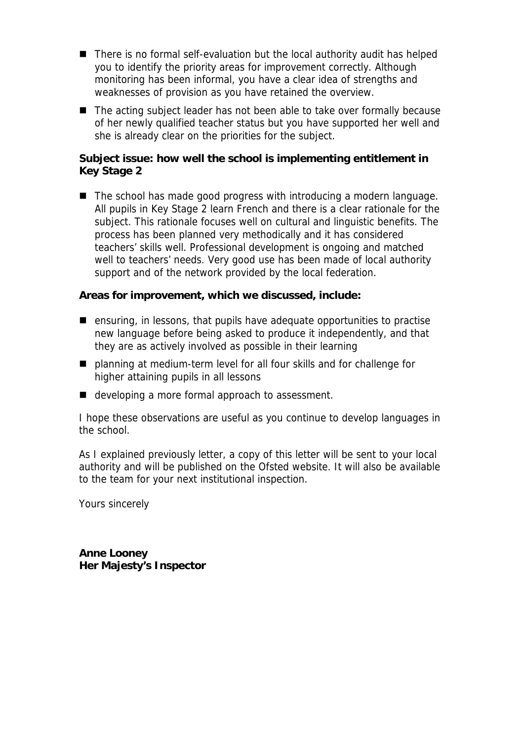- There is no formal self-evaluation but the local authority audit has helped you to identify the priority areas for improvement correctly. Although monitoring has been informal, you have a clear idea of strengths and weaknesses of provision as you have retained the overview.
- The acting subject leader has not been able to take over formally because of her newly qualified teacher status but you have supported her well and she is already clear on the priorities for the subject.

**Subject issue: how well the school is implementing entitlement in Key Stage 2**

- The school has made good progress with introducing a modern language. All pupils in Key Stage 2 learn French and there is a clear rationale for the subject. This rationale focuses well on cultural and linguistic benefits. The process has been planned very methodically and it has considered teachers' skills well. Professional development is ongoing and matched well to teachers' needs. Very good use has been made of local authority support and of the network provided by the local federation.

**Areas for improvement, which we discussed, include:**

- ensuring, in lessons, that pupils have adequate opportunities to practise new language before being asked to produce it independently, and that they are as actively involved as possible in their learning
- planning at medium-term level for all four skills and for challenge for higher attaining pupils in all lessons
- developing a more formal approach to assessment.

I hope these observations are useful as you continue to develop languages in the school.

As I explained previously letter, a copy of this letter will be sent to your local authority and will be published on the Ofsted website. It will also be available to the team for your next institutional inspection.

Yours sincerely

**Anne Looney**
**Her Majesty's Inspector**